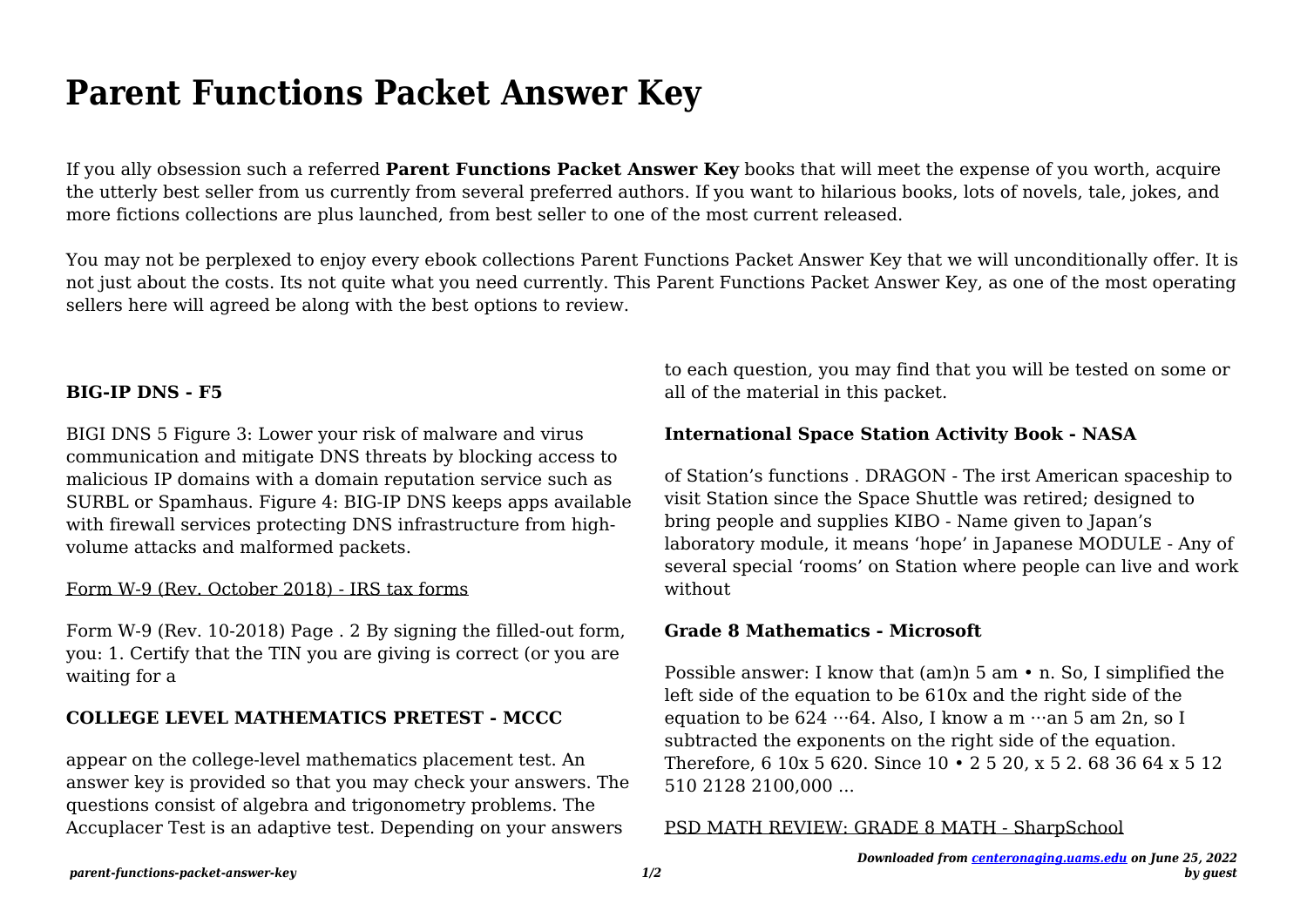# Parent Functions Packet Answer Key

If you ally obsession such a referred **Parent Functions Packet Answer Key** books that will meet the expense of you worth, acquire the utterly best seller from us currently from several preferred authors. If you want to hilarious books, lots of novels, tale, jokes, and more fictions collections are plus launched, from best seller to one of the most current released.

You may not be perplexed to enjoy every ebook collections Parent Functions Packet Answer Key that we will unconditionally offer. It is not just about the costs. Its not quite what you need currently. This Parent Functions Packet Answer Key, as one of the most operating sellers here will agreed be along with the best options to review.

**BIG-IP DNS - F5**

BIGI DNS 5 Figure 3: Lower your risk of malware and virus communication and mitigate DNS threats by blocking access to malicious IP domains with a domain reputation service such as SURBL or Spamhaus. Figure 4: BIG-IP DNS keeps apps available with firewall services protecting DNS infrastructure from high-volume attacks and malformed packets.

Form W-9 (Rev. October 2018) - IRS tax forms

Form W-9 (Rev. 10-2018) Page . 2 By signing the filled-out form, you: 1. Certify that the TIN you are giving is correct (or you are waiting for a

**COLLEGE LEVEL MATHEMATICS PRETEST - MCCC**

appear on the college-level mathematics placement test. An answer key is provided so that you may check your answers. The questions consist of algebra and trigonometry problems. The Accuplacer Test is an adaptive test. Depending on your answers to each question, you may find that you will be tested on some or all of the material in this packet.

**International Space Station Activity Book - NASA**

of Station's functions . DRAGON - The irst American spaceship to visit Station since the Space Shuttle was retired; designed to bring people and supplies KIBO - Name given to Japan's laboratory module, it means 'hope' in Japanese MODULE - Any of several special 'rooms' on Station where people can live and work without

**Grade 8 Mathematics - Microsoft**

Possible answer: I know that (am)n 5 am • n. So, I simplified the left side of the equation to be 610x and the right side of the equation to be 624 ···64. Also, I know a m ···an 5 am 2n, so I subtracted the exponents on the right side of the equation. Therefore, 6 10x 5 620. Since 10 • 2 5 20, x 5 2. 68 36 64 x 5 12 510 2128 2100,000 ...

PSD MATH REVIEW: GRADE 8 MATH - SharpSchool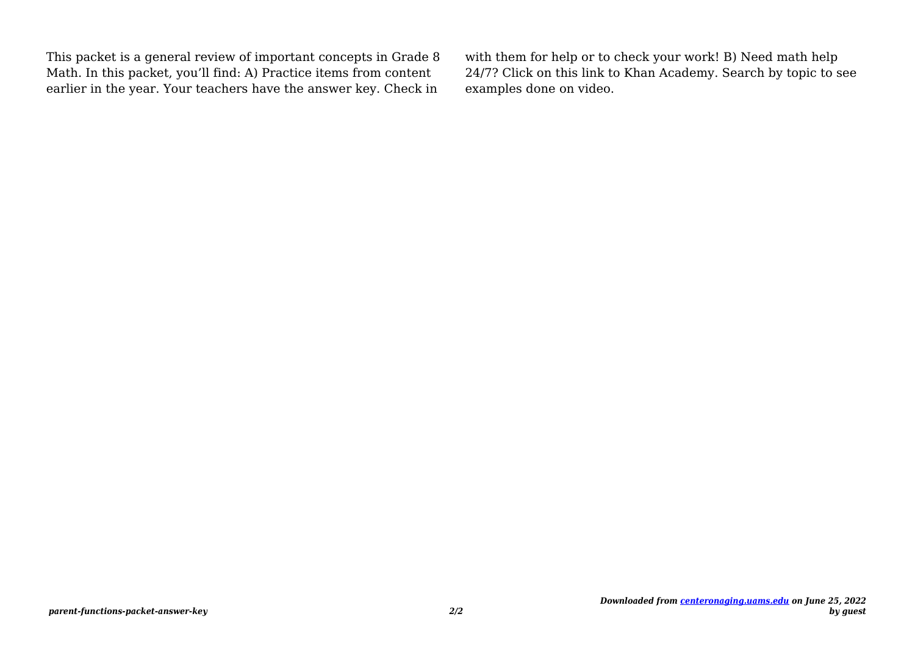This packet is a general review of important concepts in Grade 8 Math. In this packet, you'll find: A) Practice items from content earlier in the year. Your teachers have the answer key. Check in with them for help or to check your work! B) Need math help 24/7? Click on this link to Khan Academy. Search by topic to see examples done on video.